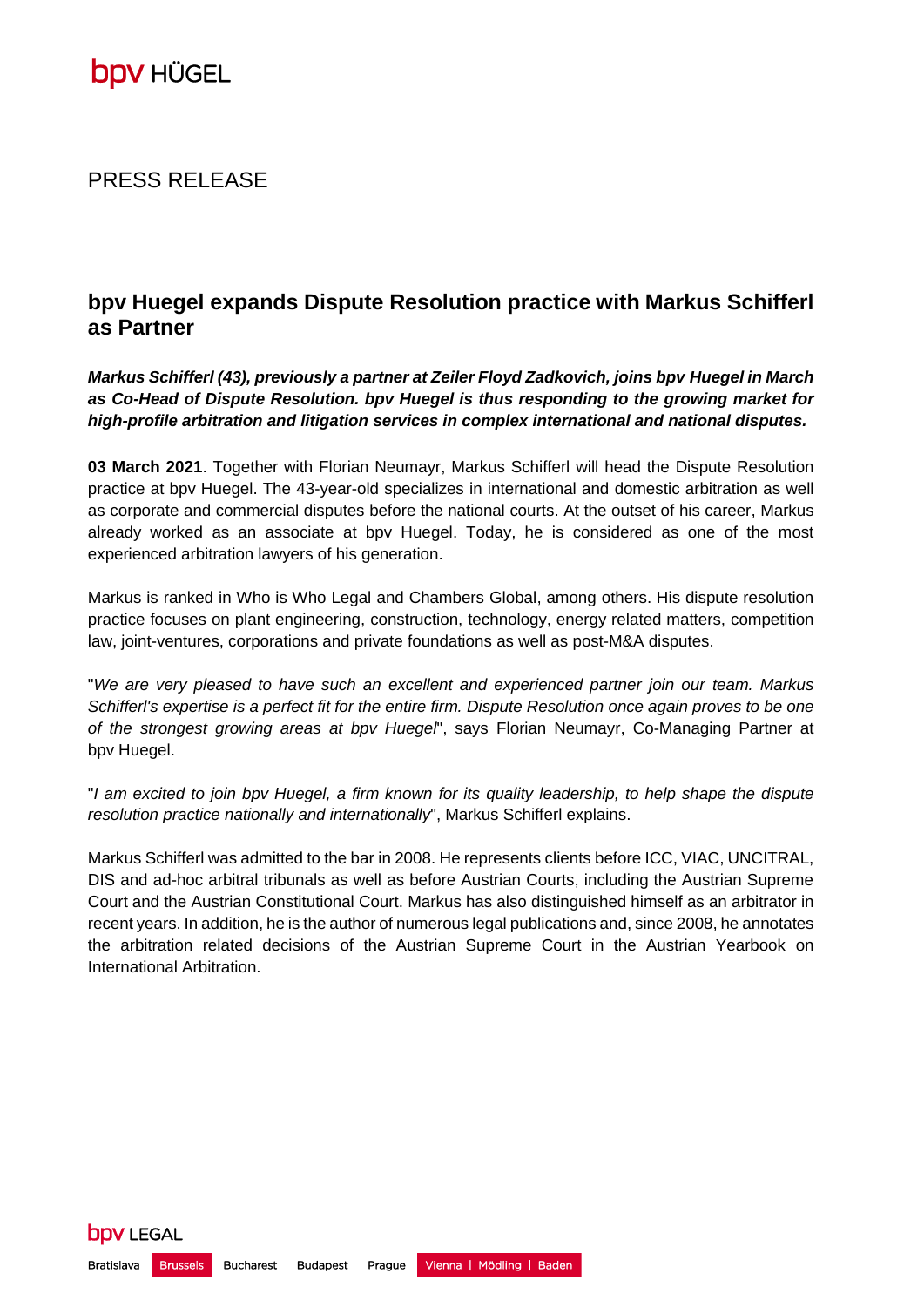PRESS RELEASE

# bpv Huegel expands Dispute Resolution practice with Markus Schifferl as Partner

***Markus Schifferl (43), previously a partner at Zeiler Floyd Zadkovich, joins bpv Huegel in March as Co-Head of Dispute Resolution. bpv Huegel is thus responding to the growing market for high-profile arbitration and litigation services in complex international and national disputes.***

**03 March 2021**. Together with Florian Neumayr, Markus Schifferl will head the Dispute Resolution practice at bpv Huegel. The 43-year-old specializes in international and domestic arbitration as well as corporate and commercial disputes before the national courts. At the outset of his career, Markus already worked as an associate at bpv Huegel. Today, he is considered as one of the most experienced arbitration lawyers of his generation.

Markus is ranked in Who is Who Legal and Chambers Global, among others. His dispute resolution practice focuses on plant engineering, construction, technology, energy related matters, competition law, joint-ventures, corporations and private foundations as well as post-M&A disputes.

"*We are very pleased to have such an excellent and experienced partner join our team. Markus Schifferl's expertise is a perfect fit for the entire firm. Dispute Resolution once again proves to be one of the strongest growing areas at bpv Huegel*", says Florian Neumayr, Co-Managing Partner at bpv Huegel.

"*I am excited to join bpv Huegel, a firm known for its quality leadership, to help shape the dispute resolution practice nationally and internationally*", Markus Schifferl explains.

Markus Schifferl was admitted to the bar in 2008. He represents clients before ICC, VIAC, UNCITRAL, DIS and ad-hoc arbitral tribunals as well as before Austrian Courts, including the Austrian Supreme Court and the Austrian Constitutional Court. Markus has also distinguished himself as an arbitrator in recent years. In addition, he is the author of numerous legal publications and, since 2008, he annotates the arbitration related decisions of the Austrian Supreme Court in the Austrian Yearbook on International Arbitration.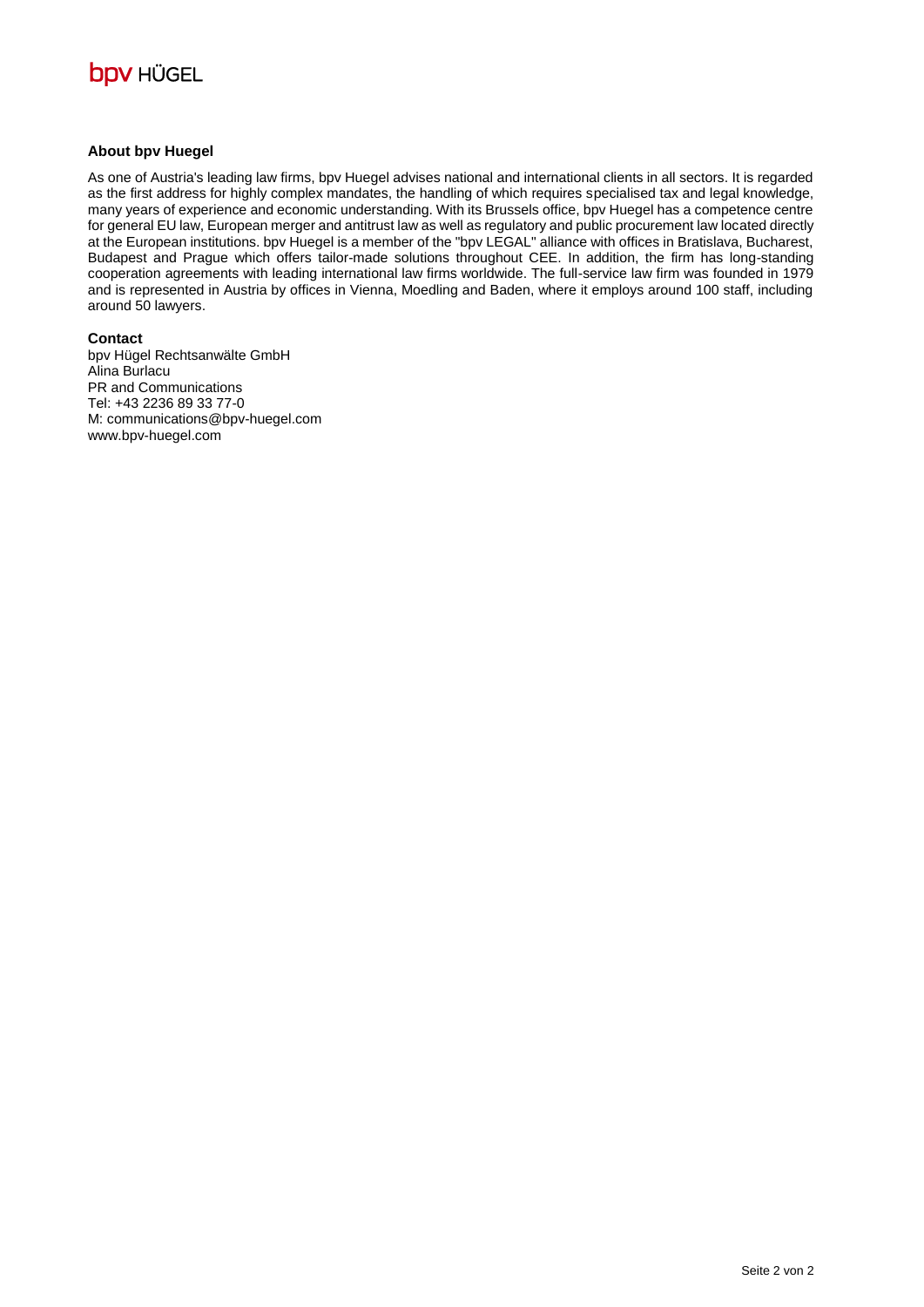**About bpv Huegel**

As one of Austria's leading law firms, bpv Huegel advises national and international clients in all sectors. It is regarded as the first address for highly complex mandates, the handling of which requires specialised tax and legal knowledge, many years of experience and economic understanding. With its Brussels office, bpv Huegel has a competence centre for general EU law, European merger and antitrust law as well as regulatory and public procurement law located directly at the European institutions. bpv Huegel is a member of the "bpv LEGAL" alliance with offices in Bratislava, Bucharest, Budapest and Prague which offers tailor-made solutions throughout CEE. In addition, the firm has long-standing cooperation agreements with leading international law firms worldwide. The full-service law firm was founded in 1979 and is represented in Austria by offices in Vienna, Moedling and Baden, where it employs around 100 staff, including around 50 lawyers.

**Contact**

bpv Hügel Rechtsanwälte GmbH
Alina Burlacu
PR and Communications
Tel: +43 2236 89 33 77-0
M: communications@bpv-huegel.com
www.bpv-huegel.com